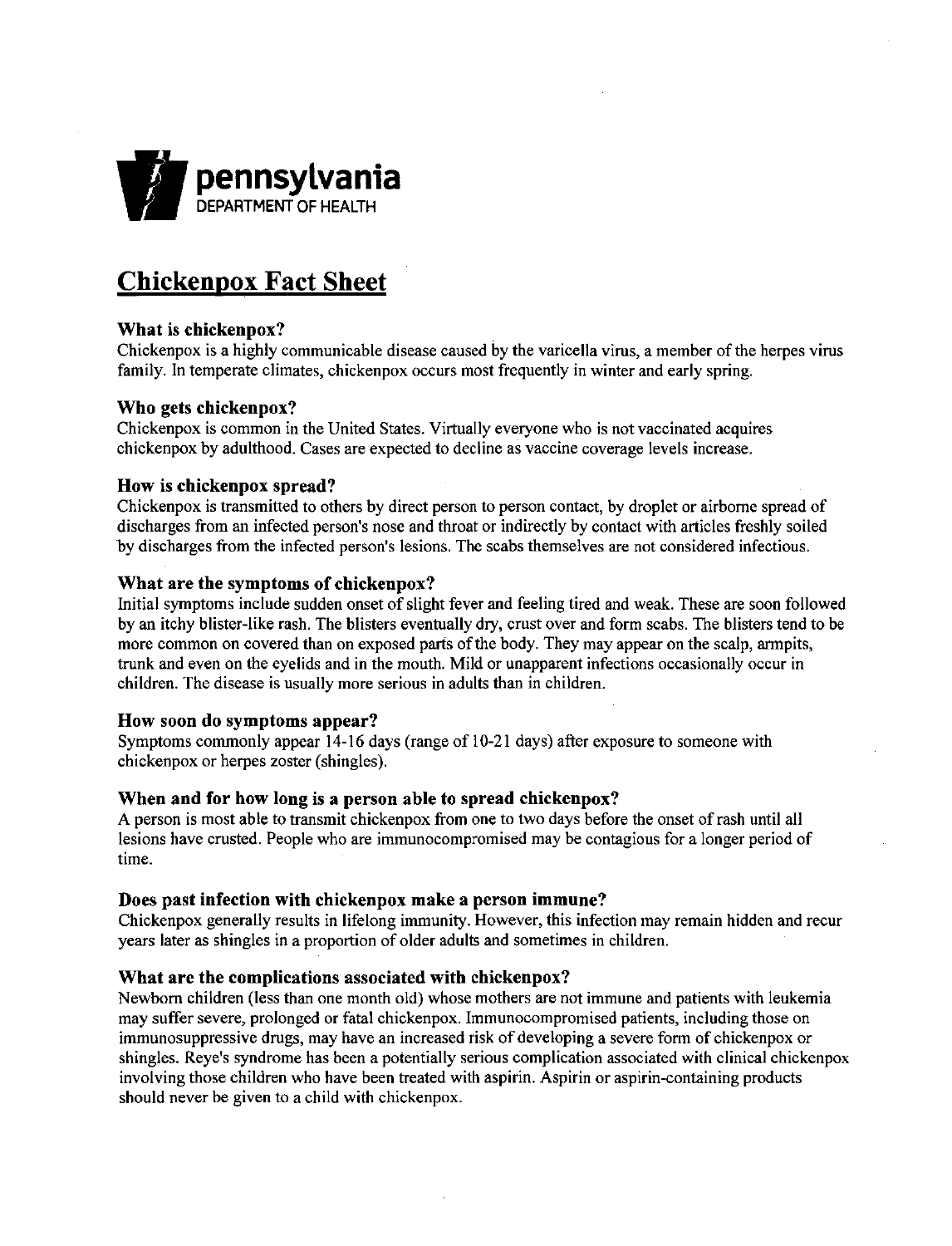**pennsylvania**
DEPARTMENT OF HEALTH

# Chickenpox Fact Sheet

### What is chickenpox?

Chickenpox is a highly communicable disease caused by the varicella virus, a member of the herpes virus family. In temperate climates, chickenpox occurs most frequently in winter and early spring.

### Who gets chickenpox?

Chickenpox is common in the United States. Virtually everyone who is not vaccinated acquires chickenpox by adulthood. Cases are expected to decline as vaccine coverage levels increase.

### How is chickenpox spread?

Chickenpox is transmitted to others by direct person to person contact, by droplet or airborne spread of discharges from an infected person's nose and throat or indirectly by contact with articles freshly soiled by discharges from the infected person's lesions. The scabs themselves are not considered infectious.

### What are the symptoms of chickenpox?

Initial symptoms include sudden onset of slight fever and feeling tired and weak. These are soon followed by an itchy blister-like rash. The blisters eventually dry, crust over and form scabs. The blisters tend to be more common on covered than on exposed parts of the body. They may appear on the scalp, armpits, trunk and even on the eyelids and in the mouth. Mild or unapparent infections occasionally occur in children. The disease is usually more serious in adults than in children.

### How soon do symptoms appear?

Symptoms commonly appear 14-16 days (range of 10-21 days) after exposure to someone with chickenpox or herpes zoster (shingles).

### When and for how long is a person able to spread chickenpox?

A person is most able to transmit chickenpox from one to two days before the onset of rash until all lesions have crusted. People who are immunocompromised may be contagious for a longer period of time.

### Does past infection with chickenpox make a person immune?

Chickenpox generally results in lifelong immunity. However, this infection may remain hidden and recur years later as shingles in a proportion of older adults and sometimes in children.

### What are the complications associated with chickenpox?

Newborn children (less than one month old) whose mothers are not immune and patients with leukemia may suffer severe, prolonged or fatal chickenpox. Immunocompromised patients, including those on immunosuppressive drugs, may have an increased risk of developing a severe form of chickenpox or shingles. Reye's syndrome has been a potentially serious complication associated with clinical chickenpox involving those children who have been treated with aspirin. Aspirin or aspirin-containing products should never be given to a child with chickenpox.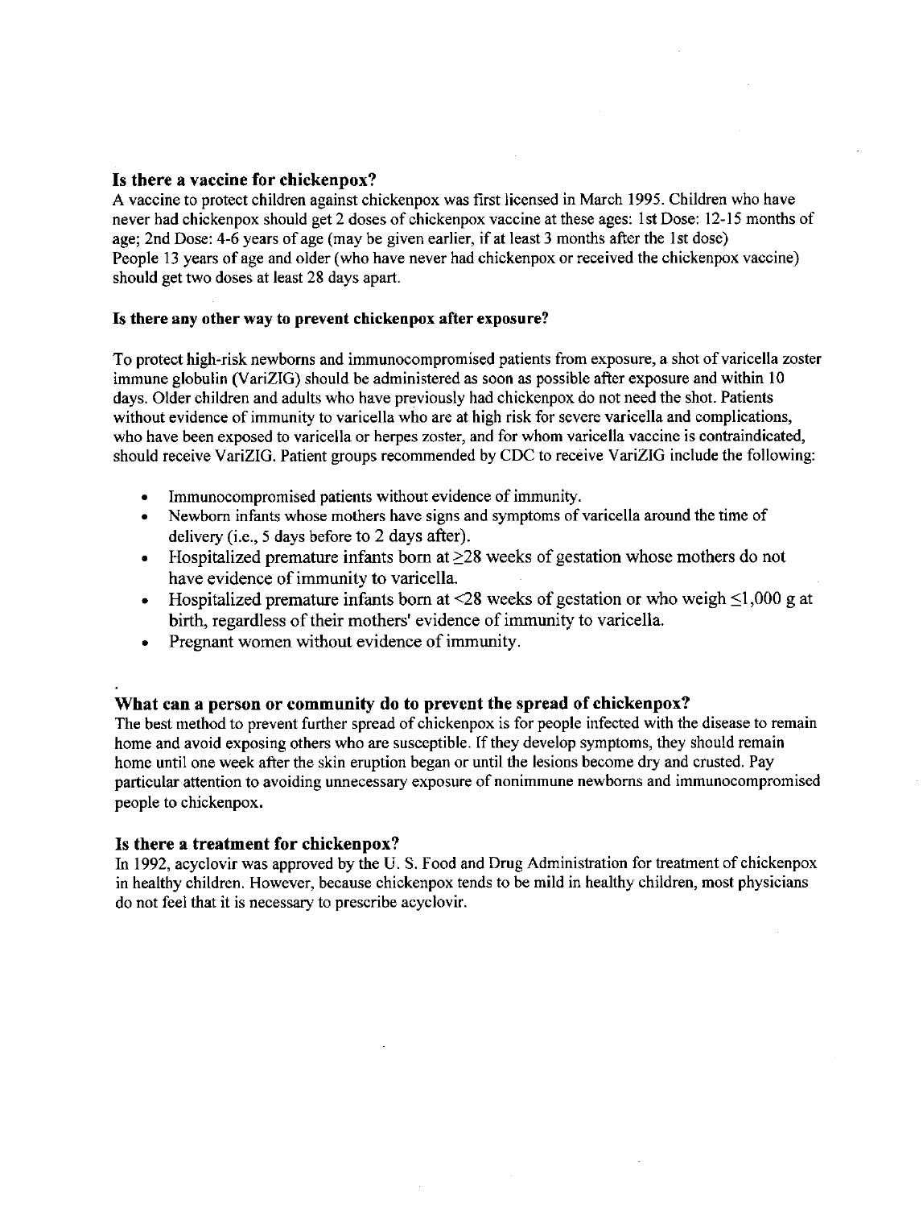## Is there a vaccine for chickenpox?

A vaccine to protect children against chickenpox was first licensed in March 1995. Children who have never had chickenpox should get 2 doses of chickenpox vaccine at these ages: 1st Dose: 12-15 months of age; 2nd Dose: 4-6 years of age (may be given earlier, if at least 3 months after the 1st dose)
People 13 years of age and older (who have never had chickenpox or received the chickenpox vaccine) should get two doses at least 28 days apart.

### Is there any other way to prevent chickenpox after exposure?

To protect high-risk newborns and immunocompromised patients from exposure, a shot of varicella zoster immune globulin (VariZIG) should be administered as soon as possible after exposure and within 10 days. Older children and adults who have previously had chickenpox do not need the shot. Patients without evidence of immunity to varicella who are at high risk for severe varicella and complications, who have been exposed to varicella or herpes zoster, and for whom varicella vaccine is contraindicated, should receive VariZIG. Patient groups recommended by CDC to receive VariZIG include the following:

- Immunocompromised patients without evidence of immunity.
- Newborn infants whose mothers have signs and symptoms of varicella around the time of delivery (i.e., 5 days before to 2 days after).
- Hospitalized premature infants born at ≥28 weeks of gestation whose mothers do not have evidence of immunity to varicella.
- Hospitalized premature infants born at <28 weeks of gestation or who weigh ≤1,000 g at birth, regardless of their mothers' evidence of immunity to varicella.
- Pregnant women without evidence of immunity.

## What can a person or community do to prevent the spread of chickenpox?

The best method to prevent further spread of chickenpox is for people infected with the disease to remain home and avoid exposing others who are susceptible. If they develop symptoms, they should remain home until one week after the skin eruption began or until the lesions become dry and crusted. Pay particular attention to avoiding unnecessary exposure of nonimmune newborns and immunocompromised people to chickenpox.

## Is there a treatment for chickenpox?

In 1992, acyclovir was approved by the U. S. Food and Drug Administration for treatment of chickenpox in healthy children. However, because chickenpox tends to be mild in healthy children, most physicians do not feel that it is necessary to prescribe acyclovir.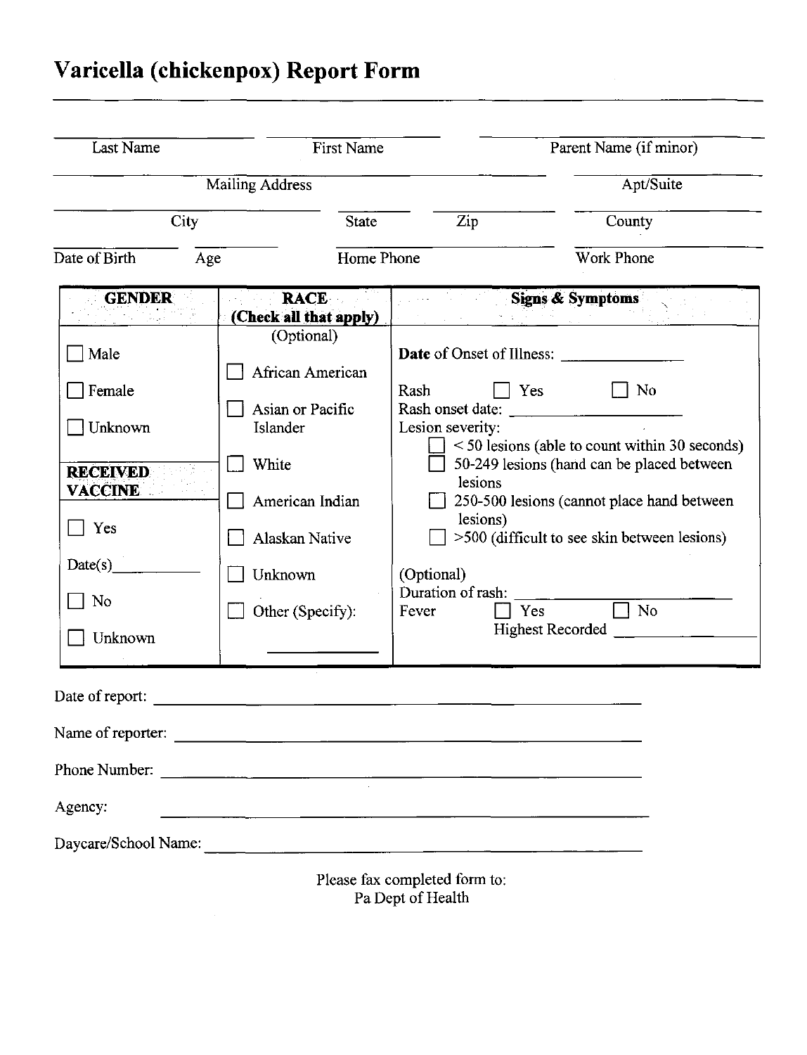# Varicella (chickenpox) Report Form

| Last Name | First Name | Parent Name (if minor) |
|---|---|---|

| Mailing Address | Apt/Suite |
|---|---|

| City | State | Zip | County |
|---|---|---|---|

| Date of Birth | Age | Home Phone | Work Phone |
|---|---|---|---|

| GENDER | RACE (Check all that apply) | Signs & Symptoms |
|---|---|---|
| ☐ Male<br>☐ Female<br>☐ Unknown<br><br>**RECEIVED VACCINE**<br>☐ Yes<br>Date(s)\_\_\_\_\_\_\_\_<br>☐ No<br>☐ Unknown | (Optional)<br>☐ African American<br>☐ Asian or Pacific Islander<br>☐ White<br>☐ American Indian<br>☐ Alaskan Native<br>☐ Unknown<br>☐ Other (Specify): \_\_\_\_\_\_\_\_ | **Date** of Onset of Illness: \_\_\_\_\_\_\_\_<br>Rash ☐ Yes ☐ No<br>Rash onset date: \_\_\_\_\_\_\_\_<br>Lesion severity:<br>☐ < 50 lesions (able to count within 30 seconds)<br>☐ 50-249 lesions (hand can be placed between lesions)<br>☐ 250-500 lesions (cannot place hand between lesions)<br>☐ >500 (difficult to see skin between lesions)<br><br>(Optional)<br>Duration of rash: \_\_\_\_\_\_\_\_<br>Fever ☐ Yes ☐ No<br>Highest Recorded \_\_\_\_\_\_\_\_ |

Date of report: \_\_\_\_\_\_\_\_\_\_\_\_\_\_\_\_\_\_\_\_\_\_\_\_\_\_\_\_\_\_\_\_

Name of reporter: \_\_\_\_\_\_\_\_\_\_\_\_\_\_\_\_\_\_\_\_\_\_\_\_\_\_\_\_\_\_\_\_

Phone Number: \_\_\_\_\_\_\_\_\_\_\_\_\_\_\_\_\_\_\_\_\_\_\_\_\_\_\_\_\_\_\_\_

Agency: \_\_\_\_\_\_\_\_\_\_\_\_\_\_\_\_\_\_\_\_\_\_\_\_\_\_\_\_\_\_\_\_

Daycare/School Name: \_\_\_\_\_\_\_\_\_\_\_\_\_\_\_\_\_\_\_\_\_\_\_\_\_\_\_\_\_\_\_\_

Please fax completed form to:
Pa Dept of Health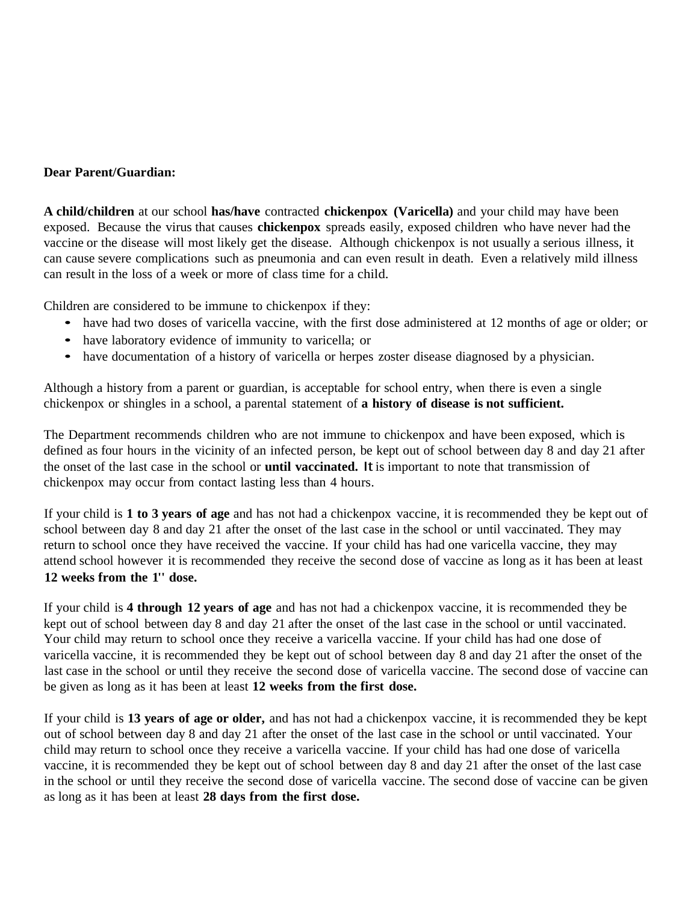**Dear Parent/Guardian:**

**A child/children** at our school **has/have** contracted **chickenpox (Varicella)** and your child may have been exposed. Because the virus that causes **chickenpox** spreads easily, exposed children who have never had the vaccine or the disease will most likely get the disease. Although chickenpox is not usually a serious illness, it can cause severe complications such as pneumonia and can even result in death. Even a relatively mild illness can result in the loss of a week or more of class time for a child.

Children are considered to be immune to chickenpox if they:

- have had two doses of varicella vaccine, with the first dose administered at 12 months of age or older; or
- have laboratory evidence of immunity to varicella; or
- have documentation of a history of varicella or herpes zoster disease diagnosed by a physician.

Although a history from a parent or guardian, is acceptable for school entry, when there is even a single chickenpox or shingles in a school, a parental statement of **a history of disease is not sufficient.**

The Department recommends children who are not immune to chickenpox and have been exposed, which is defined as four hours in the vicinity of an infected person, be kept out of school between day 8 and day 21 after the onset of the last case in the school or **until vaccinated.** It is important to note that transmission of chickenpox may occur from contact lasting less than 4 hours.

If your child is **1 to 3 years of age** and has not had a chickenpox vaccine, it is recommended they be kept out of school between day 8 and day 21 after the onset of the last case in the school or until vaccinated. They may return to school once they have received the vaccine. If your child has had one varicella vaccine, they may attend school however it is recommended they receive the second dose of vaccine as long as it has been at least **12 weeks from the 1'' dose.**

If your child is **4 through 12 years of age** and has not had a chickenpox vaccine, it is recommended they be kept out of school between day 8 and day 21 after the onset of the last case in the school or until vaccinated. Your child may return to school once they receive a varicella vaccine. If your child has had one dose of varicella vaccine, it is recommended they be kept out of school between day 8 and day 21 after the onset of the last case in the school or until they receive the second dose of varicella vaccine. The second dose of vaccine can be given as long as it has been at least **12 weeks from the first dose.**

If your child is **13 years of age or older,** and has not had a chickenpox vaccine, it is recommended they be kept out of school between day 8 and day 21 after the onset of the last case in the school or until vaccinated. Your child may return to school once they receive a varicella vaccine. If your child has had one dose of varicella vaccine, it is recommended they be kept out of school between day 8 and day 21 after the onset of the last case in the school or until they receive the second dose of varicella vaccine. The second dose of vaccine can be given as long as it has been at least **28 days from the first dose.**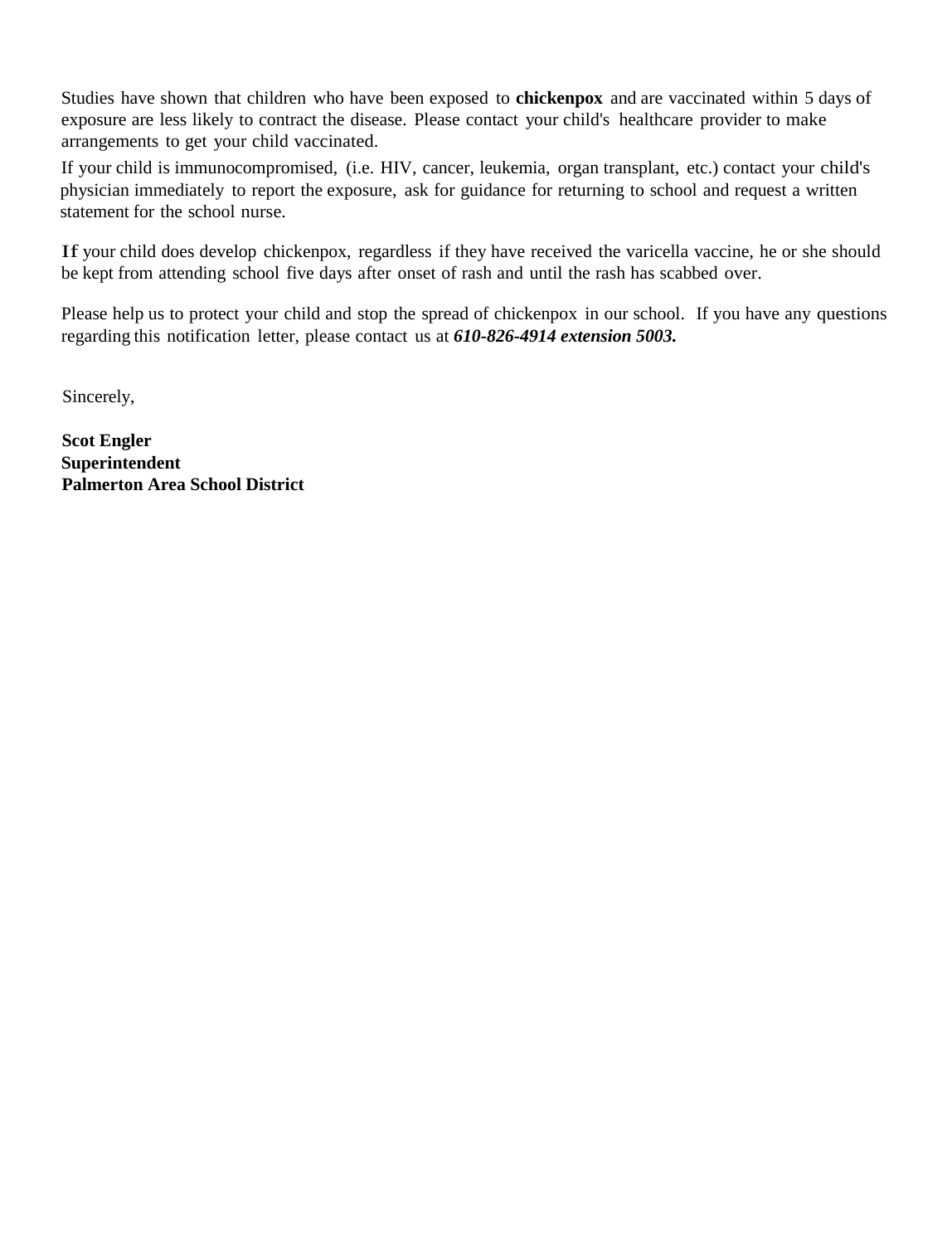Studies have shown that children who have been exposed to **chickenpox** and are vaccinated within 5 days of exposure are less likely to contract the disease. Please contact your child's healthcare provider to make arrangements to get your child vaccinated.

If your child is immunocompromised, (i.e. HIV, cancer, leukemia, organ transplant, etc.) contact your child's physician immediately to report the exposure, ask for guidance for returning to school and request a written statement for the school nurse.

If your child does develop chickenpox, regardless if they have received the varicella vaccine, he or she should be kept from attending school five days after onset of rash and until the rash has scabbed over.

Please help us to protect your child and stop the spread of chickenpox in our school. If you have any questions regarding this notification letter, please contact us at ***610-826-4914 extension 5003.***

Sincerely,

**Scot Engler**
**Superintendent**
**Palmerton Area School District**